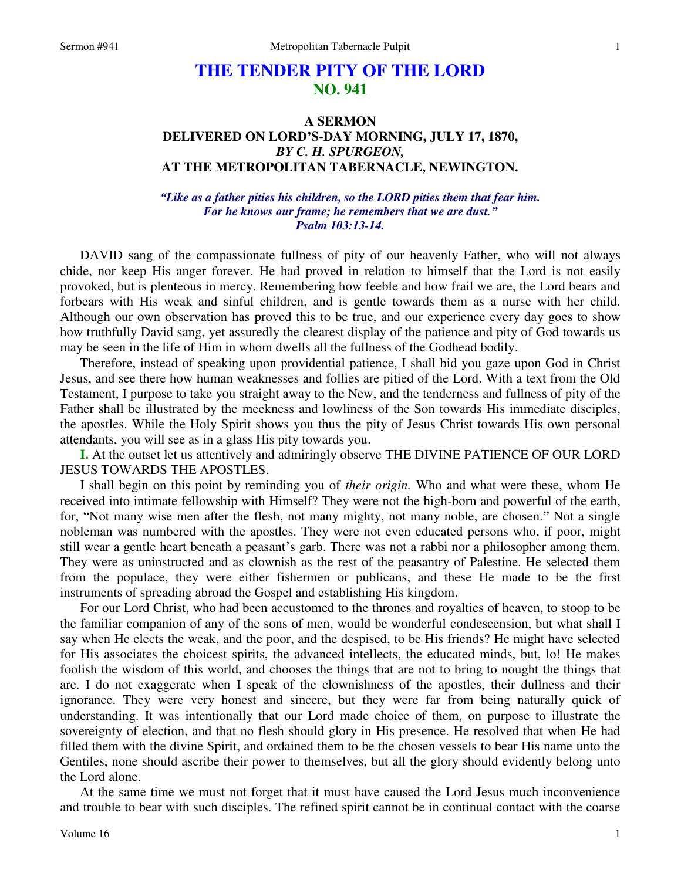# THE TENDER PITY OF THE LORD
## NO. 941

### A SERMON
### DELIVERED ON LORD'S-DAY MORNING, JULY 17, 1870,
### *BY C. H. SPURGEON,*
### AT THE METROPOLITAN TABERNACLE, NEWINGTON.

*"Like as a father pities his children, so the LORD pities them that fear him. For he knows our frame; he remembers that we are dust."*
*Psalm 103:13-14.*

DAVID sang of the compassionate fullness of pity of our heavenly Father, who will not always chide, nor keep His anger forever. He had proved in relation to himself that the Lord is not easily provoked, but is plenteous in mercy. Remembering how feeble and how frail we are, the Lord bears and forbears with His weak and sinful children, and is gentle towards them as a nurse with her child. Although our own observation has proved this to be true, and our experience every day goes to show how truthfully David sang, yet assuredly the clearest display of the patience and pity of God towards us may be seen in the life of Him in whom dwells all the fullness of the Godhead bodily.

Therefore, instead of speaking upon providential patience, I shall bid you gaze upon God in Christ Jesus, and see there how human weaknesses and follies are pitied of the Lord. With a text from the Old Testament, I purpose to take you straight away to the New, and the tenderness and fullness of pity of the Father shall be illustrated by the meekness and lowliness of the Son towards His immediate disciples, the apostles. While the Holy Spirit shows you thus the pity of Jesus Christ towards His own personal attendants, you will see as in a glass His pity towards you.

**I.** At the outset let us attentively and admiringly observe THE DIVINE PATIENCE OF OUR LORD JESUS TOWARDS THE APOSTLES.

I shall begin on this point by reminding you of *their origin.* Who and what were these, whom He received into intimate fellowship with Himself? They were not the high-born and powerful of the earth, for, "Not many wise men after the flesh, not many mighty, not many noble, are chosen." Not a single nobleman was numbered with the apostles. They were not even educated persons who, if poor, might still wear a gentle heart beneath a peasant's garb. There was not a rabbi nor a philosopher among them. They were as uninstructed and as clownish as the rest of the peasantry of Palestine. He selected them from the populace, they were either fishermen or publicans, and these He made to be the first instruments of spreading abroad the Gospel and establishing His kingdom.

For our Lord Christ, who had been accustomed to the thrones and royalties of heaven, to stoop to be the familiar companion of any of the sons of men, would be wonderful condescension, but what shall I say when He elects the weak, and the poor, and the despised, to be His friends? He might have selected for His associates the choicest spirits, the advanced intellects, the educated minds, but, lo! He makes foolish the wisdom of this world, and chooses the things that are not to bring to nought the things that are. I do not exaggerate when I speak of the clownishness of the apostles, their dullness and their ignorance. They were very honest and sincere, but they were far from being naturally quick of understanding. It was intentionally that our Lord made choice of them, on purpose to illustrate the sovereignty of election, and that no flesh should glory in His presence. He resolved that when He had filled them with the divine Spirit, and ordained them to be the chosen vessels to bear His name unto the Gentiles, none should ascribe their power to themselves, but all the glory should evidently belong unto the Lord alone.

At the same time we must not forget that it must have caused the Lord Jesus much inconvenience and trouble to bear with such disciples. The refined spirit cannot be in continual contact with the coarse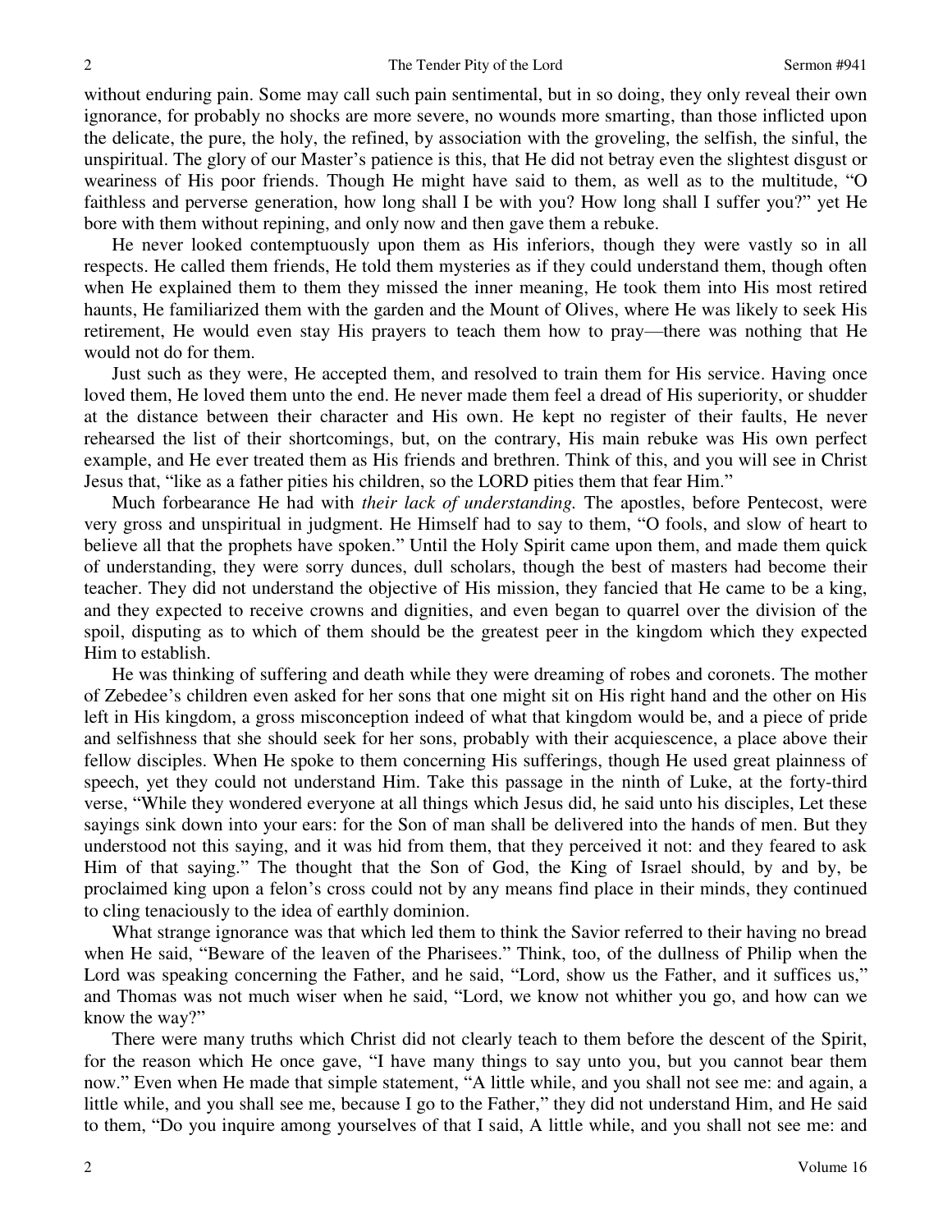without enduring pain. Some may call such pain sentimental, but in so doing, they only reveal their own ignorance, for probably no shocks are more severe, no wounds more smarting, than those inflicted upon the delicate, the pure, the holy, the refined, by association with the groveling, the selfish, the sinful, the unspiritual. The glory of our Master's patience is this, that He did not betray even the slightest disgust or weariness of His poor friends. Though He might have said to them, as well as to the multitude, "O faithless and perverse generation, how long shall I be with you? How long shall I suffer you?" yet He bore with them without repining, and only now and then gave them a rebuke.

He never looked contemptuously upon them as His inferiors, though they were vastly so in all respects. He called them friends, He told them mysteries as if they could understand them, though often when He explained them to them they missed the inner meaning, He took them into His most retired haunts, He familiarized them with the garden and the Mount of Olives, where He was likely to seek His retirement, He would even stay His prayers to teach them how to pray—there was nothing that He would not do for them.

Just such as they were, He accepted them, and resolved to train them for His service. Having once loved them, He loved them unto the end. He never made them feel a dread of His superiority, or shudder at the distance between their character and His own. He kept no register of their faults, He never rehearsed the list of their shortcomings, but, on the contrary, His main rebuke was His own perfect example, and He ever treated them as His friends and brethren. Think of this, and you will see in Christ Jesus that, "like as a father pities his children, so the LORD pities them that fear Him."

Much forbearance He had with *their lack of understanding.* The apostles, before Pentecost, were very gross and unspiritual in judgment. He Himself had to say to them, "O fools, and slow of heart to believe all that the prophets have spoken." Until the Holy Spirit came upon them, and made them quick of understanding, they were sorry dunces, dull scholars, though the best of masters had become their teacher. They did not understand the objective of His mission, they fancied that He came to be a king, and they expected to receive crowns and dignities, and even began to quarrel over the division of the spoil, disputing as to which of them should be the greatest peer in the kingdom which they expected Him to establish.

He was thinking of suffering and death while they were dreaming of robes and coronets. The mother of Zebedee's children even asked for her sons that one might sit on His right hand and the other on His left in His kingdom, a gross misconception indeed of what that kingdom would be, and a piece of pride and selfishness that she should seek for her sons, probably with their acquiescence, a place above their fellow disciples. When He spoke to them concerning His sufferings, though He used great plainness of speech, yet they could not understand Him. Take this passage in the ninth of Luke, at the forty-third verse, "While they wondered everyone at all things which Jesus did, he said unto his disciples, Let these sayings sink down into your ears: for the Son of man shall be delivered into the hands of men. But they understood not this saying, and it was hid from them, that they perceived it not: and they feared to ask Him of that saying." The thought that the Son of God, the King of Israel should, by and by, be proclaimed king upon a felon's cross could not by any means find place in their minds, they continued to cling tenaciously to the idea of earthly dominion.

What strange ignorance was that which led them to think the Savior referred to their having no bread when He said, "Beware of the leaven of the Pharisees." Think, too, of the dullness of Philip when the Lord was speaking concerning the Father, and he said, "Lord, show us the Father, and it suffices us," and Thomas was not much wiser when he said, "Lord, we know not whither you go, and how can we know the way?"

There were many truths which Christ did not clearly teach to them before the descent of the Spirit, for the reason which He once gave, "I have many things to say unto you, but you cannot bear them now." Even when He made that simple statement, "A little while, and you shall not see me: and again, a little while, and you shall see me, because I go to the Father," they did not understand Him, and He said to them, "Do you inquire among yourselves of that I said, A little while, and you shall not see me: and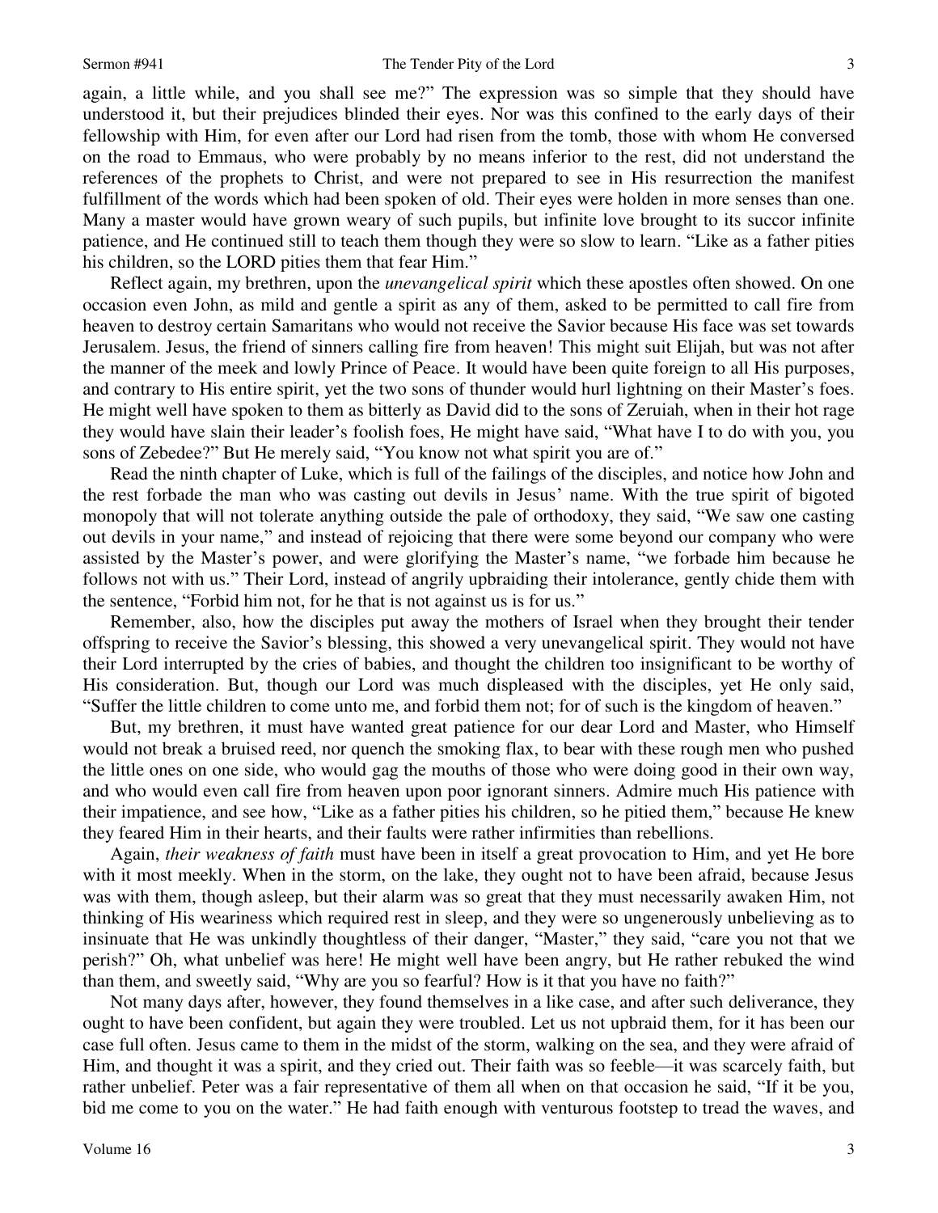again, a little while, and you shall see me?" The expression was so simple that they should have understood it, but their prejudices blinded their eyes. Nor was this confined to the early days of their fellowship with Him, for even after our Lord had risen from the tomb, those with whom He conversed on the road to Emmaus, who were probably by no means inferior to the rest, did not understand the references of the prophets to Christ, and were not prepared to see in His resurrection the manifest fulfillment of the words which had been spoken of old. Their eyes were holden in more senses than one. Many a master would have grown weary of such pupils, but infinite love brought to its succor infinite patience, and He continued still to teach them though they were so slow to learn. "Like as a father pities his children, so the LORD pities them that fear Him."

Reflect again, my brethren, upon the *unevangelical spirit* which these apostles often showed. On one occasion even John, as mild and gentle a spirit as any of them, asked to be permitted to call fire from heaven to destroy certain Samaritans who would not receive the Savior because His face was set towards Jerusalem. Jesus, the friend of sinners calling fire from heaven! This might suit Elijah, but was not after the manner of the meek and lowly Prince of Peace. It would have been quite foreign to all His purposes, and contrary to His entire spirit, yet the two sons of thunder would hurl lightning on their Master's foes. He might well have spoken to them as bitterly as David did to the sons of Zeruiah, when in their hot rage they would have slain their leader's foolish foes, He might have said, "What have I to do with you, you sons of Zebedee?" But He merely said, "You know not what spirit you are of."

Read the ninth chapter of Luke, which is full of the failings of the disciples, and notice how John and the rest forbade the man who was casting out devils in Jesus' name. With the true spirit of bigoted monopoly that will not tolerate anything outside the pale of orthodoxy, they said, "We saw one casting out devils in your name," and instead of rejoicing that there were some beyond our company who were assisted by the Master's power, and were glorifying the Master's name, "we forbade him because he follows not with us." Their Lord, instead of angrily upbraiding their intolerance, gently chide them with the sentence, "Forbid him not, for he that is not against us is for us."

Remember, also, how the disciples put away the mothers of Israel when they brought their tender offspring to receive the Savior's blessing, this showed a very unevangelical spirit. They would not have their Lord interrupted by the cries of babies, and thought the children too insignificant to be worthy of His consideration. But, though our Lord was much displeased with the disciples, yet He only said, "Suffer the little children to come unto me, and forbid them not; for of such is the kingdom of heaven."

But, my brethren, it must have wanted great patience for our dear Lord and Master, who Himself would not break a bruised reed, nor quench the smoking flax, to bear with these rough men who pushed the little ones on one side, who would gag the mouths of those who were doing good in their own way, and who would even call fire from heaven upon poor ignorant sinners. Admire much His patience with their impatience, and see how, "Like as a father pities his children, so he pitied them," because He knew they feared Him in their hearts, and their faults were rather infirmities than rebellions.

Again, *their weakness of faith* must have been in itself a great provocation to Him, and yet He bore with it most meekly. When in the storm, on the lake, they ought not to have been afraid, because Jesus was with them, though asleep, but their alarm was so great that they must necessarily awaken Him, not thinking of His weariness which required rest in sleep, and they were so ungenerously unbelieving as to insinuate that He was unkindly thoughtless of their danger, "Master," they said, "care you not that we perish?" Oh, what unbelief was here! He might well have been angry, but He rather rebuked the wind than them, and sweetly said, "Why are you so fearful? How is it that you have no faith?"

Not many days after, however, they found themselves in a like case, and after such deliverance, they ought to have been confident, but again they were troubled. Let us not upbraid them, for it has been our case full often. Jesus came to them in the midst of the storm, walking on the sea, and they were afraid of Him, and thought it was a spirit, and they cried out. Their faith was so feeble—it was scarcely faith, but rather unbelief. Peter was a fair representative of them all when on that occasion he said, "If it be you, bid me come to you on the water." He had faith enough with venturous footstep to tread the waves, and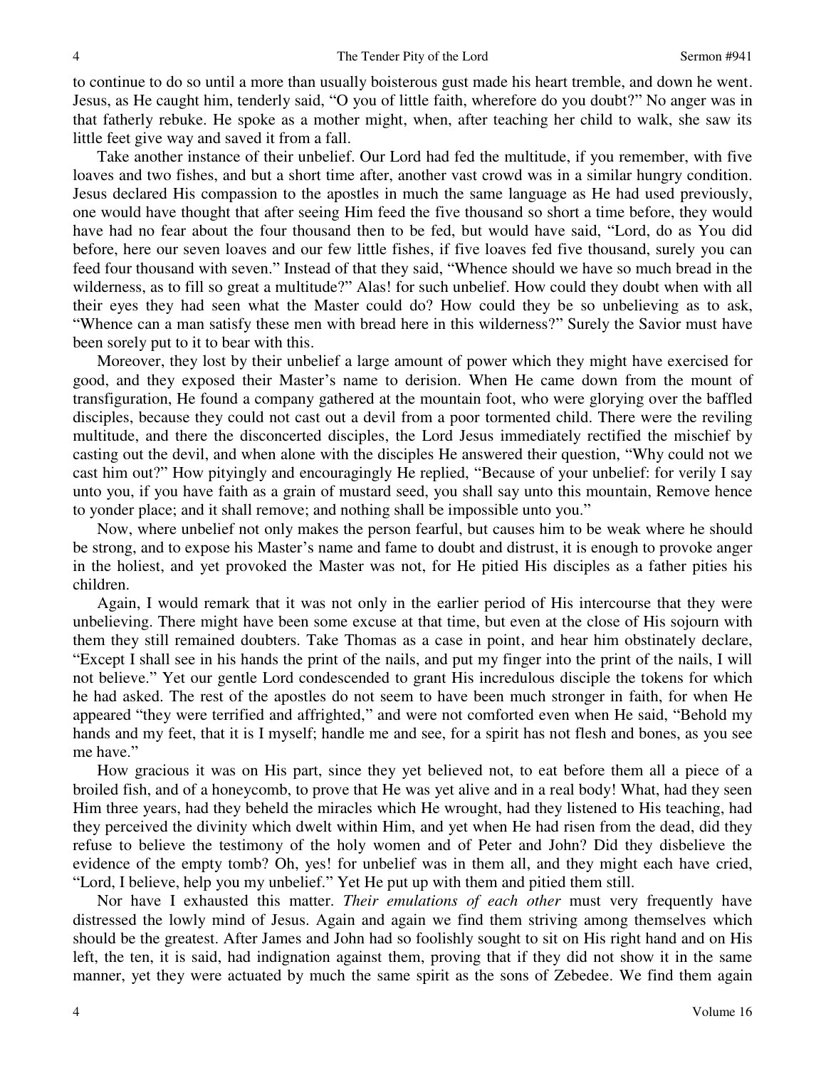to continue to do so until a more than usually boisterous gust made his heart tremble, and down he went. Jesus, as He caught him, tenderly said, "O you of little faith, wherefore do you doubt?" No anger was in that fatherly rebuke. He spoke as a mother might, when, after teaching her child to walk, she saw its little feet give way and saved it from a fall.

Take another instance of their unbelief. Our Lord had fed the multitude, if you remember, with five loaves and two fishes, and but a short time after, another vast crowd was in a similar hungry condition. Jesus declared His compassion to the apostles in much the same language as He had used previously, one would have thought that after seeing Him feed the five thousand so short a time before, they would have had no fear about the four thousand then to be fed, but would have said, "Lord, do as You did before, here our seven loaves and our few little fishes, if five loaves fed five thousand, surely you can feed four thousand with seven." Instead of that they said, "Whence should we have so much bread in the wilderness, as to fill so great a multitude?" Alas! for such unbelief. How could they doubt when with all their eyes they had seen what the Master could do? How could they be so unbelieving as to ask, "Whence can a man satisfy these men with bread here in this wilderness?" Surely the Savior must have been sorely put to it to bear with this.

Moreover, they lost by their unbelief a large amount of power which they might have exercised for good, and they exposed their Master's name to derision. When He came down from the mount of transfiguration, He found a company gathered at the mountain foot, who were glorying over the baffled disciples, because they could not cast out a devil from a poor tormented child. There were the reviling multitude, and there the disconcerted disciples, the Lord Jesus immediately rectified the mischief by casting out the devil, and when alone with the disciples He answered their question, "Why could not we cast him out?" How pityingly and encouragingly He replied, "Because of your unbelief: for verily I say unto you, if you have faith as a grain of mustard seed, you shall say unto this mountain, Remove hence to yonder place; and it shall remove; and nothing shall be impossible unto you."

Now, where unbelief not only makes the person fearful, but causes him to be weak where he should be strong, and to expose his Master's name and fame to doubt and distrust, it is enough to provoke anger in the holiest, and yet provoked the Master was not, for He pitied His disciples as a father pities his children.

Again, I would remark that it was not only in the earlier period of His intercourse that they were unbelieving. There might have been some excuse at that time, but even at the close of His sojourn with them they still remained doubters. Take Thomas as a case in point, and hear him obstinately declare, "Except I shall see in his hands the print of the nails, and put my finger into the print of the nails, I will not believe." Yet our gentle Lord condescended to grant His incredulous disciple the tokens for which he had asked. The rest of the apostles do not seem to have been much stronger in faith, for when He appeared "they were terrified and affrighted," and were not comforted even when He said, "Behold my hands and my feet, that it is I myself; handle me and see, for a spirit has not flesh and bones, as you see me have."

How gracious it was on His part, since they yet believed not, to eat before them all a piece of a broiled fish, and of a honeycomb, to prove that He was yet alive and in a real body! What, had they seen Him three years, had they beheld the miracles which He wrought, had they listened to His teaching, had they perceived the divinity which dwelt within Him, and yet when He had risen from the dead, did they refuse to believe the testimony of the holy women and of Peter and John? Did they disbelieve the evidence of the empty tomb? Oh, yes! for unbelief was in them all, and they might each have cried, "Lord, I believe, help you my unbelief." Yet He put up with them and pitied them still.

Nor have I exhausted this matter. *Their emulations of each other* must very frequently have distressed the lowly mind of Jesus. Again and again we find them striving among themselves which should be the greatest. After James and John had so foolishly sought to sit on His right hand and on His left, the ten, it is said, had indignation against them, proving that if they did not show it in the same manner, yet they were actuated by much the same spirit as the sons of Zebedee. We find them again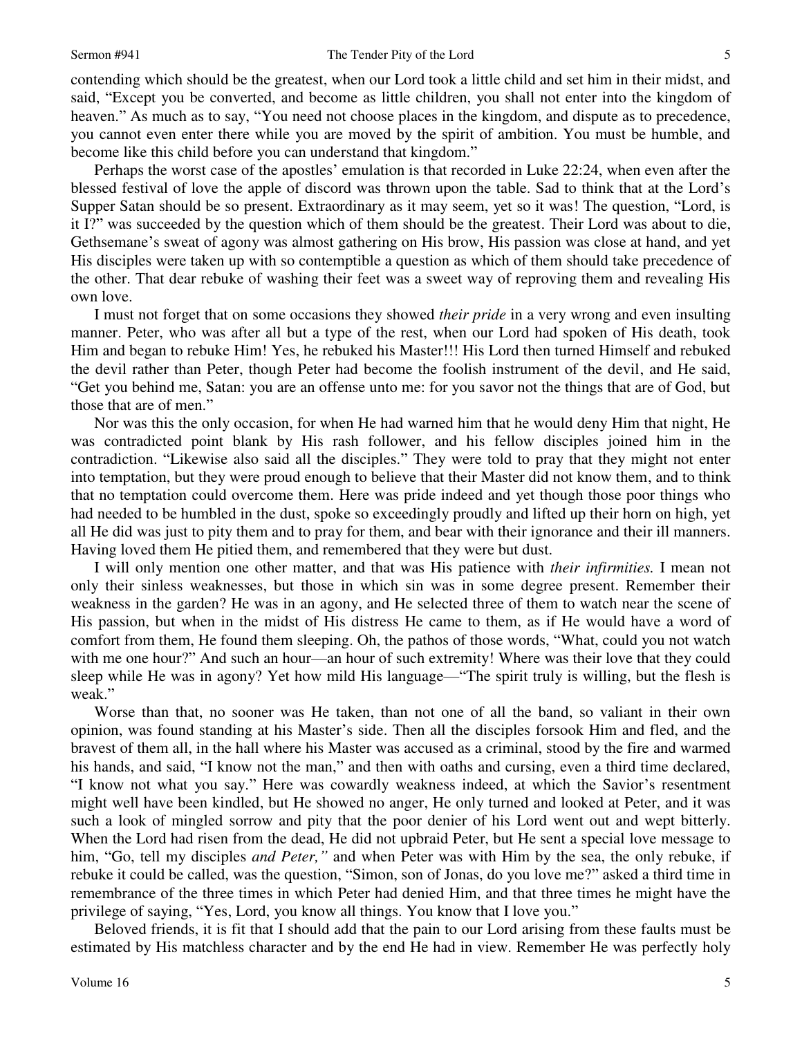contending which should be the greatest, when our Lord took a little child and set him in their midst, and said, "Except you be converted, and become as little children, you shall not enter into the kingdom of heaven." As much as to say, "You need not choose places in the kingdom, and dispute as to precedence, you cannot even enter there while you are moved by the spirit of ambition. You must be humble, and become like this child before you can understand that kingdom."

Perhaps the worst case of the apostles' emulation is that recorded in Luke 22:24, when even after the blessed festival of love the apple of discord was thrown upon the table. Sad to think that at the Lord's Supper Satan should be so present. Extraordinary as it may seem, yet so it was! The question, "Lord, is it I?" was succeeded by the question which of them should be the greatest. Their Lord was about to die, Gethsemane's sweat of agony was almost gathering on His brow, His passion was close at hand, and yet His disciples were taken up with so contemptible a question as which of them should take precedence of the other. That dear rebuke of washing their feet was a sweet way of reproving them and revealing His own love.

I must not forget that on some occasions they showed *their pride* in a very wrong and even insulting manner. Peter, who was after all but a type of the rest, when our Lord had spoken of His death, took Him and began to rebuke Him! Yes, he rebuked his Master!!! His Lord then turned Himself and rebuked the devil rather than Peter, though Peter had become the foolish instrument of the devil, and He said, "Get you behind me, Satan: you are an offense unto me: for you savor not the things that are of God, but those that are of men."

Nor was this the only occasion, for when He had warned him that he would deny Him that night, He was contradicted point blank by His rash follower, and his fellow disciples joined him in the contradiction. "Likewise also said all the disciples." They were told to pray that they might not enter into temptation, but they were proud enough to believe that their Master did not know them, and to think that no temptation could overcome them. Here was pride indeed and yet though those poor things who had needed to be humbled in the dust, spoke so exceedingly proudly and lifted up their horn on high, yet all He did was just to pity them and to pray for them, and bear with their ignorance and their ill manners. Having loved them He pitied them, and remembered that they were but dust.

I will only mention one other matter, and that was His patience with *their infirmities.* I mean not only their sinless weaknesses, but those in which sin was in some degree present. Remember their weakness in the garden? He was in an agony, and He selected three of them to watch near the scene of His passion, but when in the midst of His distress He came to them, as if He would have a word of comfort from them, He found them sleeping. Oh, the pathos of those words, "What, could you not watch with me one hour?" And such an hour—an hour of such extremity! Where was their love that they could sleep while He was in agony? Yet how mild His language—"The spirit truly is willing, but the flesh is weak."

Worse than that, no sooner was He taken, than not one of all the band, so valiant in their own opinion, was found standing at his Master's side. Then all the disciples forsook Him and fled, and the bravest of them all, in the hall where his Master was accused as a criminal, stood by the fire and warmed his hands, and said, "I know not the man," and then with oaths and cursing, even a third time declared, "I know not what you say." Here was cowardly weakness indeed, at which the Savior's resentment might well have been kindled, but He showed no anger, He only turned and looked at Peter, and it was such a look of mingled sorrow and pity that the poor denier of his Lord went out and wept bitterly. When the Lord had risen from the dead, He did not upbraid Peter, but He sent a special love message to him, "Go, tell my disciples *and Peter,"* and when Peter was with Him by the sea, the only rebuke, if rebuke it could be called, was the question, "Simon, son of Jonas, do you love me?" asked a third time in remembrance of the three times in which Peter had denied Him, and that three times he might have the privilege of saying, "Yes, Lord, you know all things. You know that I love you."

Beloved friends, it is fit that I should add that the pain to our Lord arising from these faults must be estimated by His matchless character and by the end He had in view. Remember He was perfectly holy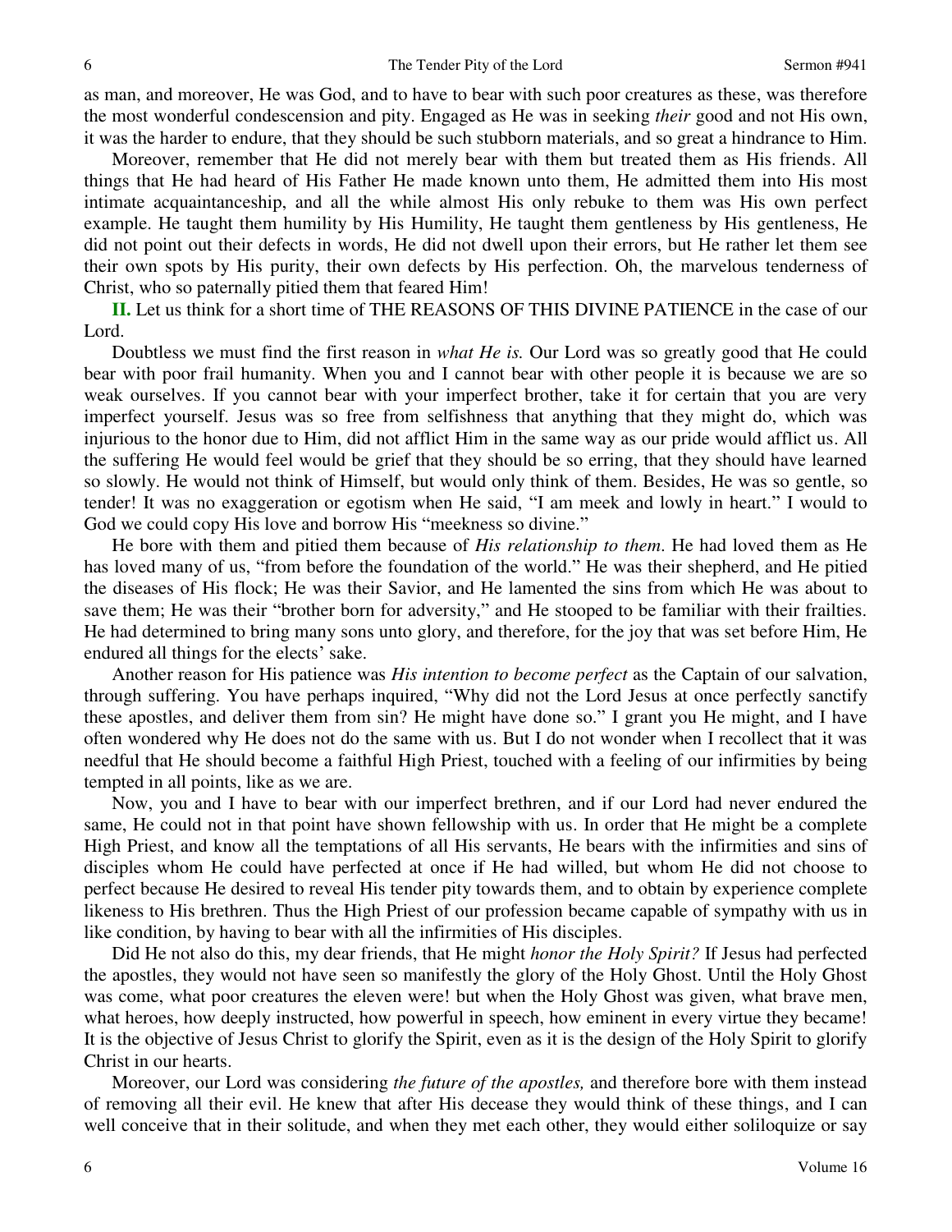as man, and moreover, He was God, and to have to bear with such poor creatures as these, was therefore the most wonderful condescension and pity. Engaged as He was in seeking *their* good and not His own, it was the harder to endure, that they should be such stubborn materials, and so great a hindrance to Him.

Moreover, remember that He did not merely bear with them but treated them as His friends. All things that He had heard of His Father He made known unto them, He admitted them into His most intimate acquaintanceship, and all the while almost His only rebuke to them was His own perfect example. He taught them humility by His Humility, He taught them gentleness by His gentleness, He did not point out their defects in words, He did not dwell upon their errors, but He rather let them see their own spots by His purity, their own defects by His perfection. Oh, the marvelous tenderness of Christ, who so paternally pitied them that feared Him!

**II.** Let us think for a short time of THE REASONS OF THIS DIVINE PATIENCE in the case of our Lord.

Doubtless we must find the first reason in *what He is.* Our Lord was so greatly good that He could bear with poor frail humanity. When you and I cannot bear with other people it is because we are so weak ourselves. If you cannot bear with your imperfect brother, take it for certain that you are very imperfect yourself. Jesus was so free from selfishness that anything that they might do, which was injurious to the honor due to Him, did not afflict Him in the same way as our pride would afflict us. All the suffering He would feel would be grief that they should be so erring, that they should have learned so slowly. He would not think of Himself, but would only think of them. Besides, He was so gentle, so tender! It was no exaggeration or egotism when He said, "I am meek and lowly in heart." I would to God we could copy His love and borrow His "meekness so divine."

He bore with them and pitied them because of *His relationship to them*. He had loved them as He has loved many of us, "from before the foundation of the world." He was their shepherd, and He pitied the diseases of His flock; He was their Savior, and He lamented the sins from which He was about to save them; He was their "brother born for adversity," and He stooped to be familiar with their frailties. He had determined to bring many sons unto glory, and therefore, for the joy that was set before Him, He endured all things for the elects' sake.

Another reason for His patience was *His intention to become perfect* as the Captain of our salvation, through suffering. You have perhaps inquired, "Why did not the Lord Jesus at once perfectly sanctify these apostles, and deliver them from sin? He might have done so." I grant you He might, and I have often wondered why He does not do the same with us. But I do not wonder when I recollect that it was needful that He should become a faithful High Priest, touched with a feeling of our infirmities by being tempted in all points, like as we are.

Now, you and I have to bear with our imperfect brethren, and if our Lord had never endured the same, He could not in that point have shown fellowship with us. In order that He might be a complete High Priest, and know all the temptations of all His servants, He bears with the infirmities and sins of disciples whom He could have perfected at once if He had willed, but whom He did not choose to perfect because He desired to reveal His tender pity towards them, and to obtain by experience complete likeness to His brethren. Thus the High Priest of our profession became capable of sympathy with us in like condition, by having to bear with all the infirmities of His disciples.

Did He not also do this, my dear friends, that He might *honor the Holy Spirit?* If Jesus had perfected the apostles, they would not have seen so manifestly the glory of the Holy Ghost. Until the Holy Ghost was come, what poor creatures the eleven were! but when the Holy Ghost was given, what brave men, what heroes, how deeply instructed, how powerful in speech, how eminent in every virtue they became! It is the objective of Jesus Christ to glorify the Spirit, even as it is the design of the Holy Spirit to glorify Christ in our hearts.

Moreover, our Lord was considering *the future of the apostles,* and therefore bore with them instead of removing all their evil. He knew that after His decease they would think of these things, and I can well conceive that in their solitude, and when they met each other, they would either soliloquize or say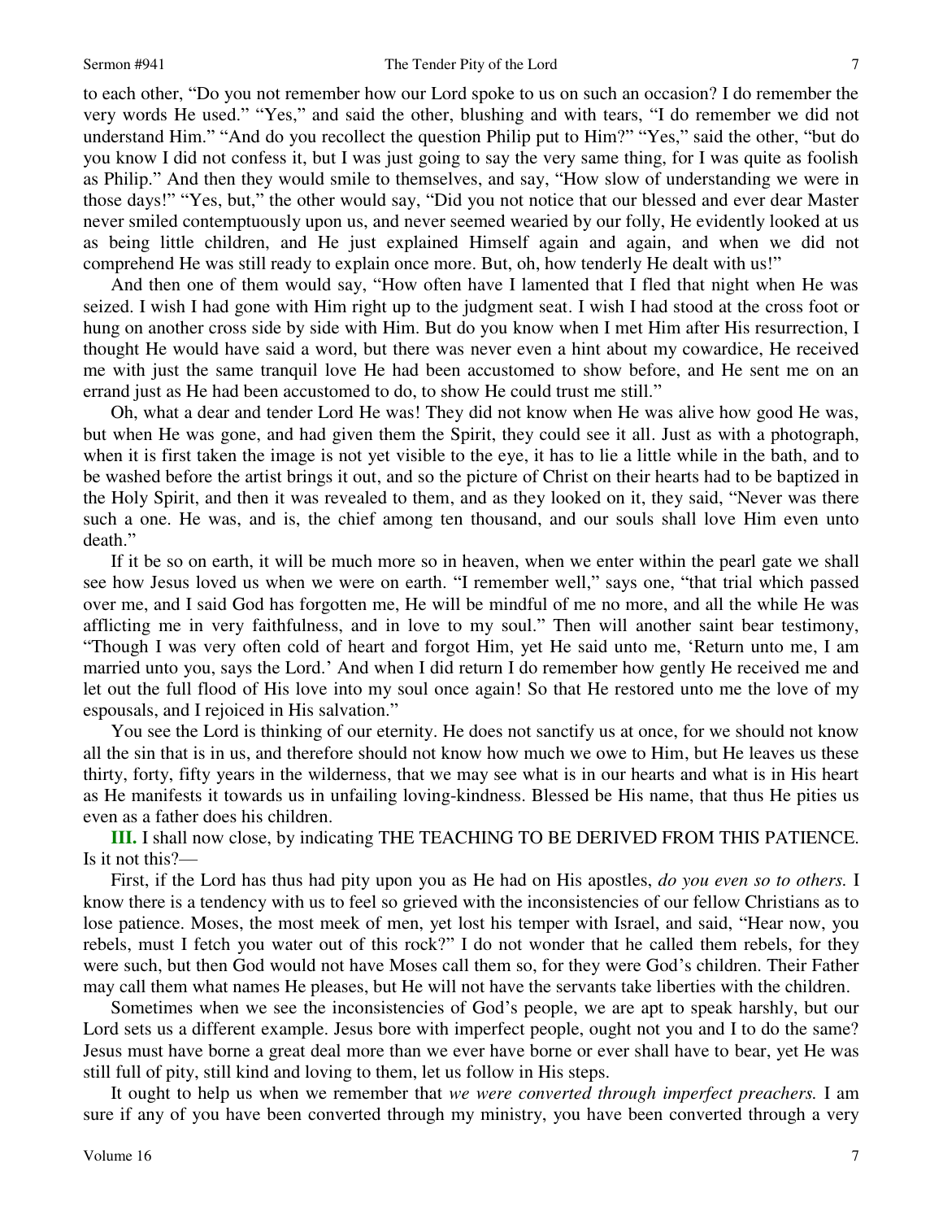to each other, "Do you not remember how our Lord spoke to us on such an occasion? I do remember the very words He used." "Yes," and said the other, blushing and with tears, "I do remember we did not understand Him." "And do you recollect the question Philip put to Him?" "Yes," said the other, "but do you know I did not confess it, but I was just going to say the very same thing, for I was quite as foolish as Philip." And then they would smile to themselves, and say, "How slow of understanding we were in those days!" "Yes, but," the other would say, "Did you not notice that our blessed and ever dear Master never smiled contemptuously upon us, and never seemed wearied by our folly, He evidently looked at us as being little children, and He just explained Himself again and again, and when we did not comprehend He was still ready to explain once more. But, oh, how tenderly He dealt with us!"

And then one of them would say, "How often have I lamented that I fled that night when He was seized. I wish I had gone with Him right up to the judgment seat. I wish I had stood at the cross foot or hung on another cross side by side with Him. But do you know when I met Him after His resurrection, I thought He would have said a word, but there was never even a hint about my cowardice, He received me with just the same tranquil love He had been accustomed to show before, and He sent me on an errand just as He had been accustomed to do, to show He could trust me still."

Oh, what a dear and tender Lord He was! They did not know when He was alive how good He was, but when He was gone, and had given them the Spirit, they could see it all. Just as with a photograph, when it is first taken the image is not yet visible to the eye, it has to lie a little while in the bath, and to be washed before the artist brings it out, and so the picture of Christ on their hearts had to be baptized in the Holy Spirit, and then it was revealed to them, and as they looked on it, they said, "Never was there such a one. He was, and is, the chief among ten thousand, and our souls shall love Him even unto death."

If it be so on earth, it will be much more so in heaven, when we enter within the pearl gate we shall see how Jesus loved us when we were on earth. "I remember well," says one, "that trial which passed over me, and I said God has forgotten me, He will be mindful of me no more, and all the while He was afflicting me in very faithfulness, and in love to my soul." Then will another saint bear testimony, "Though I was very often cold of heart and forgot Him, yet He said unto me, 'Return unto me, I am married unto you, says the Lord.' And when I did return I do remember how gently He received me and let out the full flood of His love into my soul once again! So that He restored unto me the love of my espousals, and I rejoiced in His salvation."

You see the Lord is thinking of our eternity. He does not sanctify us at once, for we should not know all the sin that is in us, and therefore should not know how much we owe to Him, but He leaves us these thirty, forty, fifty years in the wilderness, that we may see what is in our hearts and what is in His heart as He manifests it towards us in unfailing loving-kindness. Blessed be His name, that thus He pities us even as a father does his children.

**III.** I shall now close, by indicating THE TEACHING TO BE DERIVED FROM THIS PATIENCE. Is it not this?—

First, if the Lord has thus had pity upon you as He had on His apostles, *do you even so to others.* I know there is a tendency with us to feel so grieved with the inconsistencies of our fellow Christians as to lose patience. Moses, the most meek of men, yet lost his temper with Israel, and said, "Hear now, you rebels, must I fetch you water out of this rock?" I do not wonder that he called them rebels, for they were such, but then God would not have Moses call them so, for they were God's children. Their Father may call them what names He pleases, but He will not have the servants take liberties with the children.

Sometimes when we see the inconsistencies of God's people, we are apt to speak harshly, but our Lord sets us a different example. Jesus bore with imperfect people, ought not you and I to do the same? Jesus must have borne a great deal more than we ever have borne or ever shall have to bear, yet He was still full of pity, still kind and loving to them, let us follow in His steps.

It ought to help us when we remember that *we were converted through imperfect preachers.* I am sure if any of you have been converted through my ministry, you have been converted through a very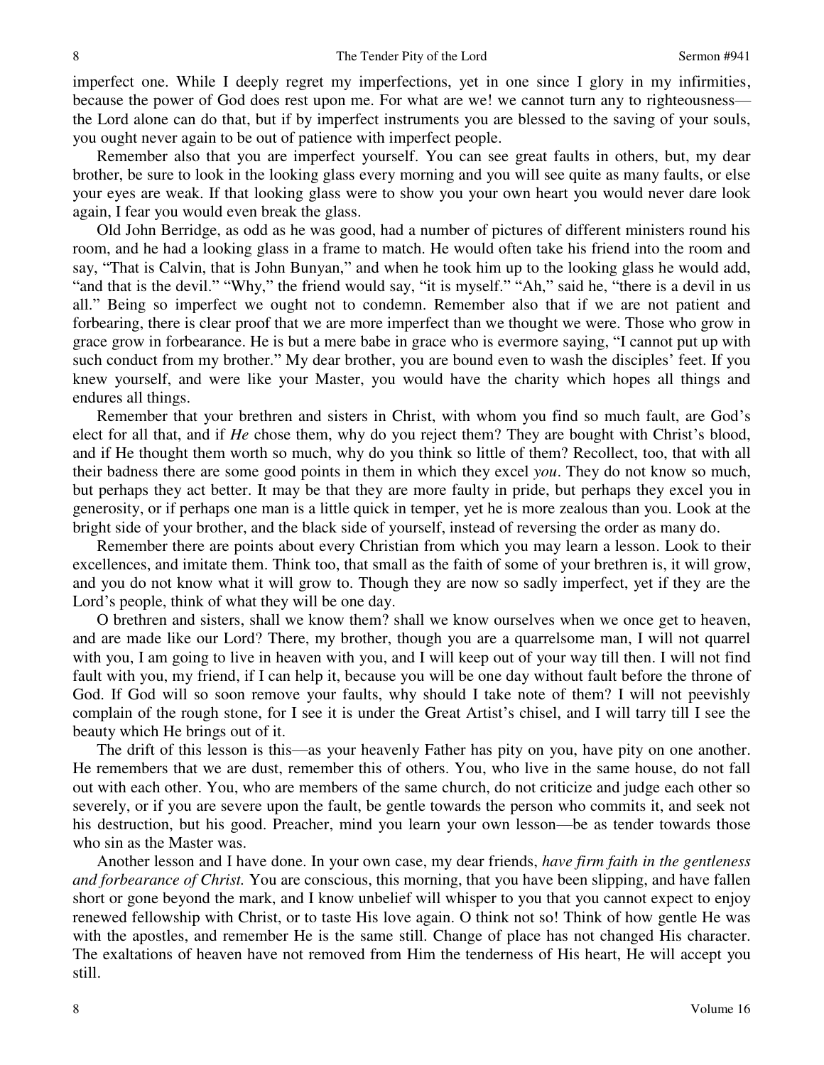imperfect one. While I deeply regret my imperfections, yet in one since I glory in my infirmities, because the power of God does rest upon me. For what are we! we cannot turn any to righteousness—the Lord alone can do that, but if by imperfect instruments you are blessed to the saving of your souls, you ought never again to be out of patience with imperfect people.

Remember also that you are imperfect yourself. You can see great faults in others, but, my dear brother, be sure to look in the looking glass every morning and you will see quite as many faults, or else your eyes are weak. If that looking glass were to show you your own heart you would never dare look again, I fear you would even break the glass.

Old John Berridge, as odd as he was good, had a number of pictures of different ministers round his room, and he had a looking glass in a frame to match. He would often take his friend into the room and say, "That is Calvin, that is John Bunyan," and when he took him up to the looking glass he would add, "and that is the devil." "Why," the friend would say, "it is myself." "Ah," said he, "there is a devil in us all." Being so imperfect we ought not to condemn. Remember also that if we are not patient and forbearing, there is clear proof that we are more imperfect than we thought we were. Those who grow in grace grow in forbearance. He is but a mere babe in grace who is evermore saying, "I cannot put up with such conduct from my brother." My dear brother, you are bound even to wash the disciples' feet. If you knew yourself, and were like your Master, you would have the charity which hopes all things and endures all things.

Remember that your brethren and sisters in Christ, with whom you find so much fault, are God's elect for all that, and if *He* chose them, why do you reject them? They are bought with Christ's blood, and if He thought them worth so much, why do you think so little of them? Recollect, too, that with all their badness there are some good points in them in which they excel *you*. They do not know so much, but perhaps they act better. It may be that they are more faulty in pride, but perhaps they excel you in generosity, or if perhaps one man is a little quick in temper, yet he is more zealous than you. Look at the bright side of your brother, and the black side of yourself, instead of reversing the order as many do.

Remember there are points about every Christian from which you may learn a lesson. Look to their excellences, and imitate them. Think too, that small as the faith of some of your brethren is, it will grow, and you do not know what it will grow to. Though they are now so sadly imperfect, yet if they are the Lord's people, think of what they will be one day.

O brethren and sisters, shall we know them? shall we know ourselves when we once get to heaven, and are made like our Lord? There, my brother, though you are a quarrelsome man, I will not quarrel with you, I am going to live in heaven with you, and I will keep out of your way till then. I will not find fault with you, my friend, if I can help it, because you will be one day without fault before the throne of God. If God will so soon remove your faults, why should I take note of them? I will not peevishly complain of the rough stone, for I see it is under the Great Artist's chisel, and I will tarry till I see the beauty which He brings out of it.

The drift of this lesson is this—as your heavenly Father has pity on you, have pity on one another. He remembers that we are dust, remember this of others. You, who live in the same house, do not fall out with each other. You, who are members of the same church, do not criticize and judge each other so severely, or if you are severe upon the fault, be gentle towards the person who commits it, and seek not his destruction, but his good. Preacher, mind you learn your own lesson—be as tender towards those who sin as the Master was.

Another lesson and I have done. In your own case, my dear friends, *have firm faith in the gentleness and forbearance of Christ.* You are conscious, this morning, that you have been slipping, and have fallen short or gone beyond the mark, and I know unbelief will whisper to you that you cannot expect to enjoy renewed fellowship with Christ, or to taste His love again. O think not so! Think of how gentle He was with the apostles, and remember He is the same still. Change of place has not changed His character. The exaltations of heaven have not removed from Him the tenderness of His heart, He will accept you still.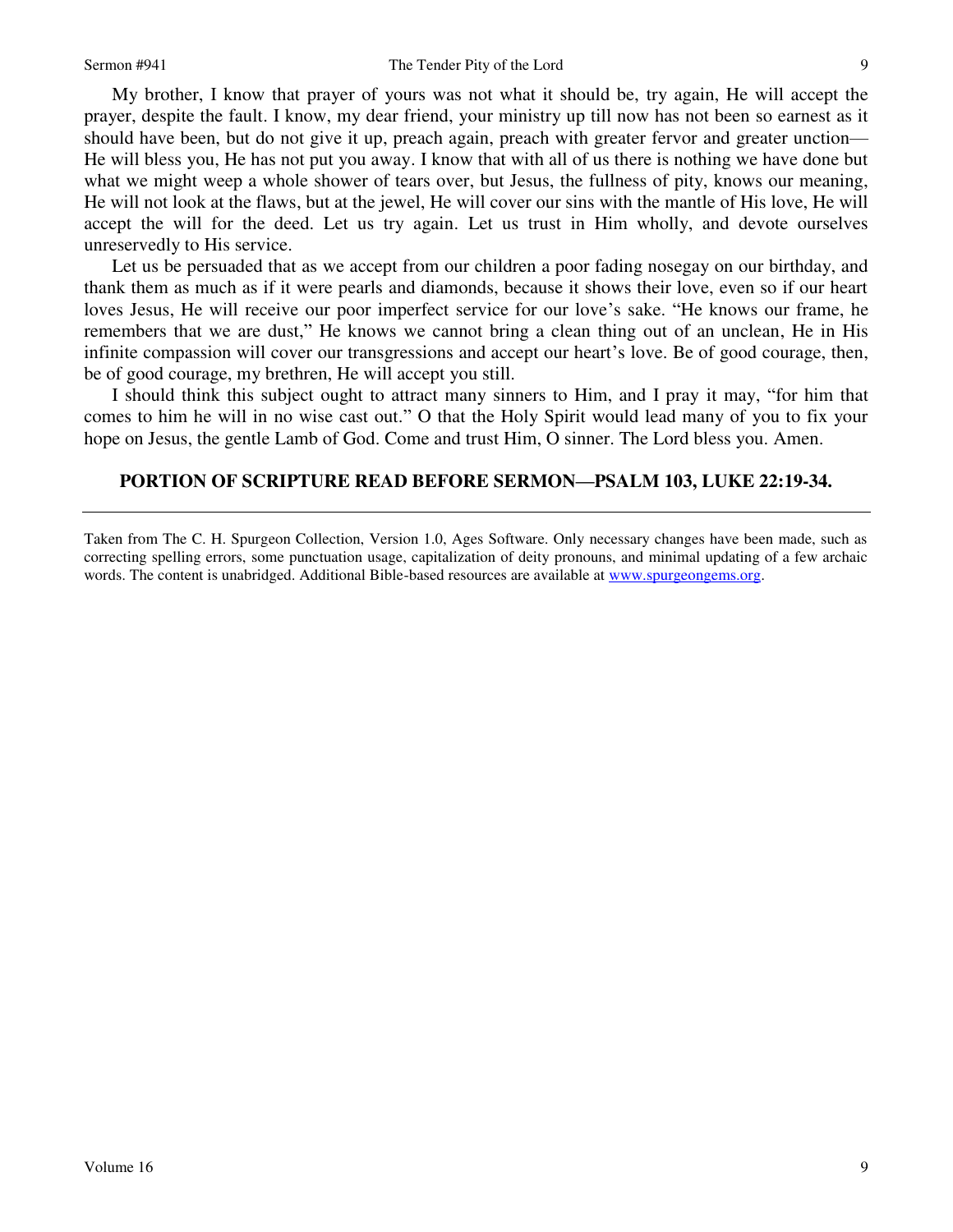My brother, I know that prayer of yours was not what it should be, try again, He will accept the prayer, despite the fault. I know, my dear friend, your ministry up till now has not been so earnest as it should have been, but do not give it up, preach again, preach with greater fervor and greater unction—He will bless you, He has not put you away. I know that with all of us there is nothing we have done but what we might weep a whole shower of tears over, but Jesus, the fullness of pity, knows our meaning, He will not look at the flaws, but at the jewel, He will cover our sins with the mantle of His love, He will accept the will for the deed. Let us try again. Let us trust in Him wholly, and devote ourselves unreservedly to His service.

Let us be persuaded that as we accept from our children a poor fading nosegay on our birthday, and thank them as much as if it were pearls and diamonds, because it shows their love, even so if our heart loves Jesus, He will receive our poor imperfect service for our love's sake. "He knows our frame, he remembers that we are dust," He knows we cannot bring a clean thing out of an unclean, He in His infinite compassion will cover our transgressions and accept our heart's love. Be of good courage, then, be of good courage, my brethren, He will accept you still.

I should think this subject ought to attract many sinners to Him, and I pray it may, "for him that comes to him he will in no wise cast out." O that the Holy Spirit would lead many of you to fix your hope on Jesus, the gentle Lamb of God. Come and trust Him, O sinner. The Lord bless you. Amen.

**PORTION OF SCRIPTURE READ BEFORE SERMON—PSALM 103, LUKE 22:19-34.**

---

Taken from The C. H. Spurgeon Collection, Version 1.0, Ages Software. Only necessary changes have been made, such as correcting spelling errors, some punctuation usage, capitalization of deity pronouns, and minimal updating of a few archaic words. The content is unabridged. Additional Bible-based resources are available at www.spurgeongems.org.